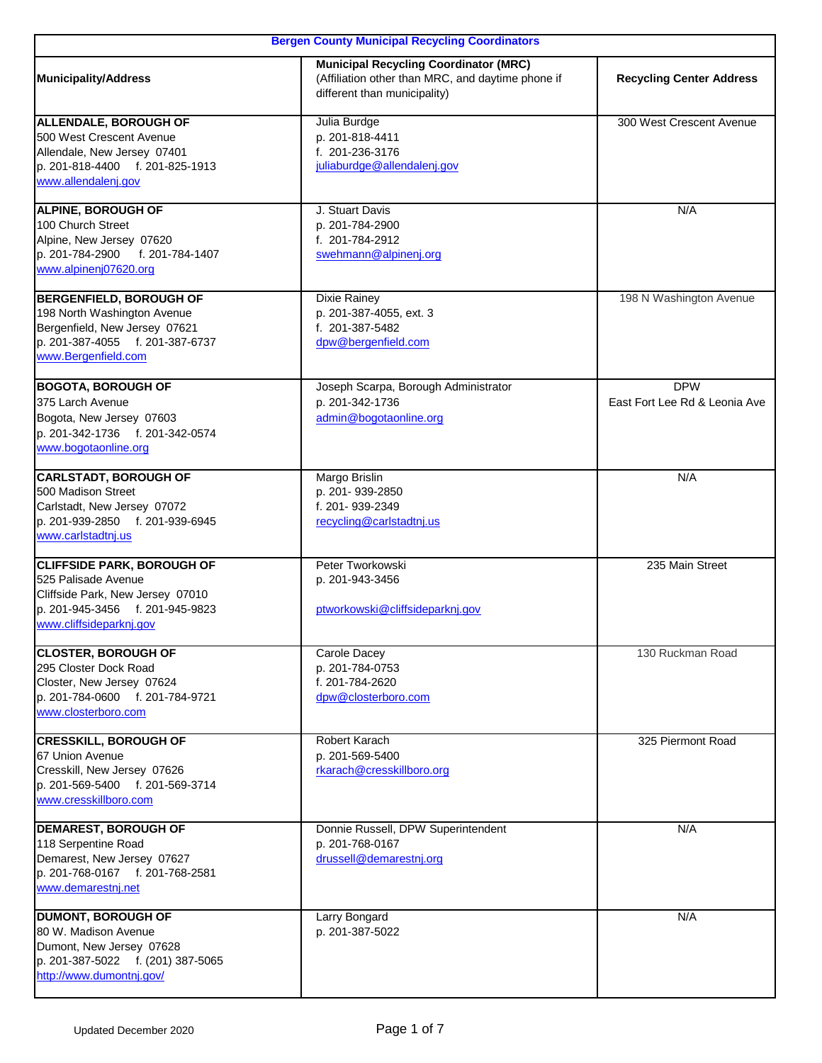| Bergen County Municipal Recycling Coordinators | | |
|---|---|---|
| **Municipality/Address** | **Municipal Recycling Coordinator (MRC)** (Affiliation other than MRC, and daytime phone if different than municipality) | **Recycling Center Address** |
| **ALLENDALE, BOROUGH OF**<br>500 West Crescent Avenue<br>Allendale, New Jersey 07401<br>p. 201-818-4400 f. 201-825-1913<br>www.allendalenj.gov | Julia Burdge<br>p. 201-818-4411<br>f. 201-236-3176<br>juliaburdge@allendalenj.gov | 300 West Crescent Avenue |
| **ALPINE, BOROUGH OF**<br>100 Church Street<br>Alpine, New Jersey 07620<br>p. 201-784-2900 f. 201-784-1407<br>www.alpinenj07620.org | J. Stuart Davis<br>p. 201-784-2900<br>f. 201-784-2912<br>swehmann@alpinenj.org | N/A |
| **BERGENFIELD, BOROUGH OF**<br>198 North Washington Avenue<br>Bergenfield, New Jersey 07621<br>p. 201-387-4055 f. 201-387-6737<br>www.Bergenfield.com | Dixie Rainey<br>p. 201-387-4055, ext. 3<br>f. 201-387-5482<br>dpw@bergenfield.com | 198 N Washington Avenue |
| **BOGOTA, BOROUGH OF**<br>375 Larch Avenue<br>Bogota, New Jersey 07603<br>p. 201-342-1736 f. 201-342-0574<br>www.bogotaonline.org | Joseph Scarpa, Borough Administrator<br>p. 201-342-1736<br>admin@bogotaonline.org | DPW<br>East Fort Lee Rd & Leonia Ave |
| **CARLSTADT, BOROUGH OF**<br>500 Madison Street<br>Carlstadt, New Jersey 07072<br>p. 201-939-2850 f. 201-939-6945<br>www.carlstadtnj.us | Margo Brislin<br>p. 201- 939-2850<br>f. 201- 939-2349<br>recycling@carlstadtnj.us | N/A |
| **CLIFFSIDE PARK, BOROUGH OF**<br>525 Palisade Avenue<br>Cliffside Park, New Jersey 07010<br>p. 201-945-3456 f. 201-945-9823<br>www.cliffsideparknj.gov | Peter Tworkowski<br>p. 201-943-3456<br><br>ptworkowski@cliffsideparknj.gov | 235 Main Street |
| **CLOSTER, BOROUGH OF**<br>295 Closter Dock Road<br>Closter, New Jersey 07624<br>p. 201-784-0600 f. 201-784-9721<br>www.closterboro.com | Carole Dacey<br>p. 201-784-0753<br>f. 201-784-2620<br>dpw@closterboro.com | 130 Ruckman Road |
| **CRESSKILL, BOROUGH OF**<br>67 Union Avenue<br>Cresskill, New Jersey 07626<br>p. 201-569-5400 f. 201-569-3714<br>www.cresskillboro.com | Robert Karach<br>p. 201-569-5400<br>rkarach@cresskillboro.org | 325 Piermont Road |
| **DEMAREST, BOROUGH OF**<br>118 Serpentine Road<br>Demarest, New Jersey 07627<br>p. 201-768-0167 f. 201-768-2581<br>www.demarestnj.net | Donnie Russell, DPW Superintendent<br>p. 201-768-0167<br>drussell@demarestnj.org | N/A |
| **DUMONT, BOROUGH OF**<br>80 W. Madison Avenue<br>Dumont, New Jersey 07628<br>p. 201-387-5022 f. (201) 387-5065<br>http://www.dumontnj.gov/ | Larry Bongard<br>p. 201-387-5022 | N/A |

Updated December 2020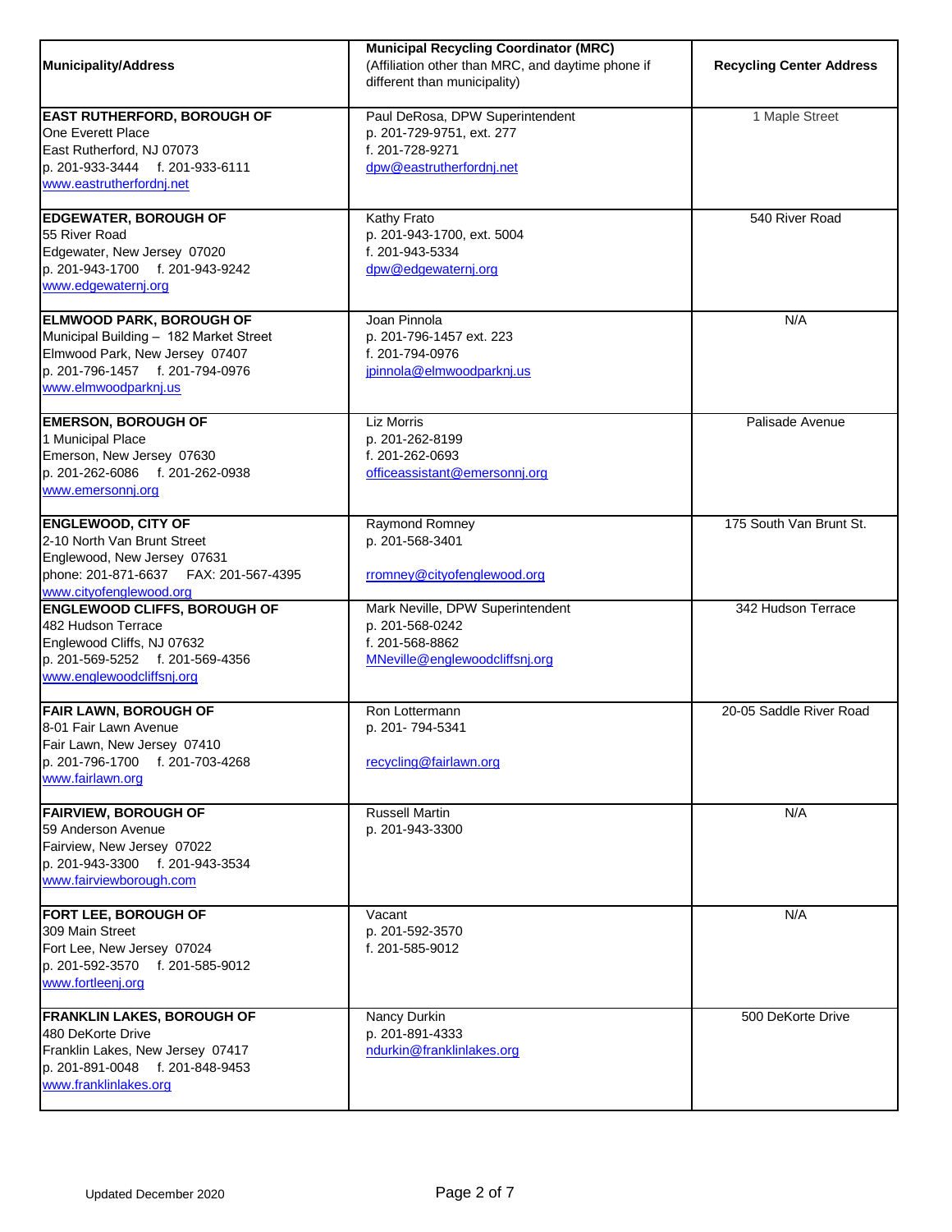| Municipality/Address | Municipal Recycling Coordinator (MRC) (Affiliation other than MRC, and daytime phone if different than municipality) | Recycling Center Address |
|---|---|---|
| **EAST RUTHERFORD, BOROUGH OF**<br>One Everett Place<br>East Rutherford, NJ 07073<br>p. 201-933-3444 f. 201-933-6111<br>www.eastrutherfordnj.net | Paul DeRosa, DPW Superintendent<br>p. 201-729-9751, ext. 277<br>f. 201-728-9271<br>dpw@eastrutherfordnj.net | 1 Maple Street |
| **EDGEWATER, BOROUGH OF**<br>55 River Road<br>Edgewater, New Jersey 07020<br>p. 201-943-1700 f. 201-943-9242<br>www.edgewaternj.org | Kathy Frato<br>p. 201-943-1700, ext. 5004<br>f. 201-943-5334<br>dpw@edgewaternj.org | 540 River Road |
| **ELMWOOD PARK, BOROUGH OF**<br>Municipal Building – 182 Market Street<br>Elmwood Park, New Jersey 07407<br>p. 201-796-1457 f. 201-794-0976<br>www.elmwoodparknj.us | Joan Pinnola<br>p. 201-796-1457 ext. 223<br>f. 201-794-0976<br>jpinnola@elmwoodparknj.us | N/A |
| **EMERSON, BOROUGH OF**<br>1 Municipal Place<br>Emerson, New Jersey 07630<br>p. 201-262-6086 f. 201-262-0938<br>www.emersonnj.org | Liz Morris<br>p. 201-262-8199<br>f. 201-262-0693<br>officeassistant@emersonnj.org | Palisade Avenue |
| **ENGLEWOOD, CITY OF**<br>2-10 North Van Brunt Street<br>Englewood, New Jersey 07631<br>phone: 201-871-6637 FAX: 201-567-4395<br>www.cityofenglewood.org | Raymond Romney<br>p. 201-568-3401<br><br>rromney@cityofenglewood.org | 175 South Van Brunt St. |
| **ENGLEWOOD CLIFFS, BOROUGH OF**<br>482 Hudson Terrace<br>Englewood Cliffs, NJ 07632<br>p. 201-569-5252 f. 201-569-4356<br>www.englewoodcliffsnj.org | Mark Neville, DPW Superintendent<br>p. 201-568-0242<br>f. 201-568-8862<br>MNeville@englewoodcliffsnj.org | 342 Hudson Terrace |
| **FAIR LAWN, BOROUGH OF**<br>8-01 Fair Lawn Avenue<br>Fair Lawn, New Jersey 07410<br>p. 201-796-1700 f. 201-703-4268<br>www.fairlawn.org | Ron Lottermann<br>p. 201- 794-5341<br><br>recycling@fairlawn.org | 20-05 Saddle River Road |
| **FAIRVIEW, BOROUGH OF**<br>59 Anderson Avenue<br>Fairview, New Jersey 07022<br>p. 201-943-3300 f. 201-943-3534<br>www.fairviewborough.com | Russell Martin<br>p. 201-943-3300 | N/A |
| **FORT LEE, BOROUGH OF**<br>309 Main Street<br>Fort Lee, New Jersey 07024<br>p. 201-592-3570 f. 201-585-9012<br>www.fortleenj.org | Vacant<br>p. 201-592-3570<br>f. 201-585-9012 | N/A |
| **FRANKLIN LAKES, BOROUGH OF**<br>480 DeKorte Drive<br>Franklin Lakes, New Jersey 07417<br>p. 201-891-0048 f. 201-848-9453<br>www.franklinlakes.org | Nancy Durkin<br>p. 201-891-4333<br>ndurkin@franklinlakes.org | 500 DeKorte Drive |

Updated December 2020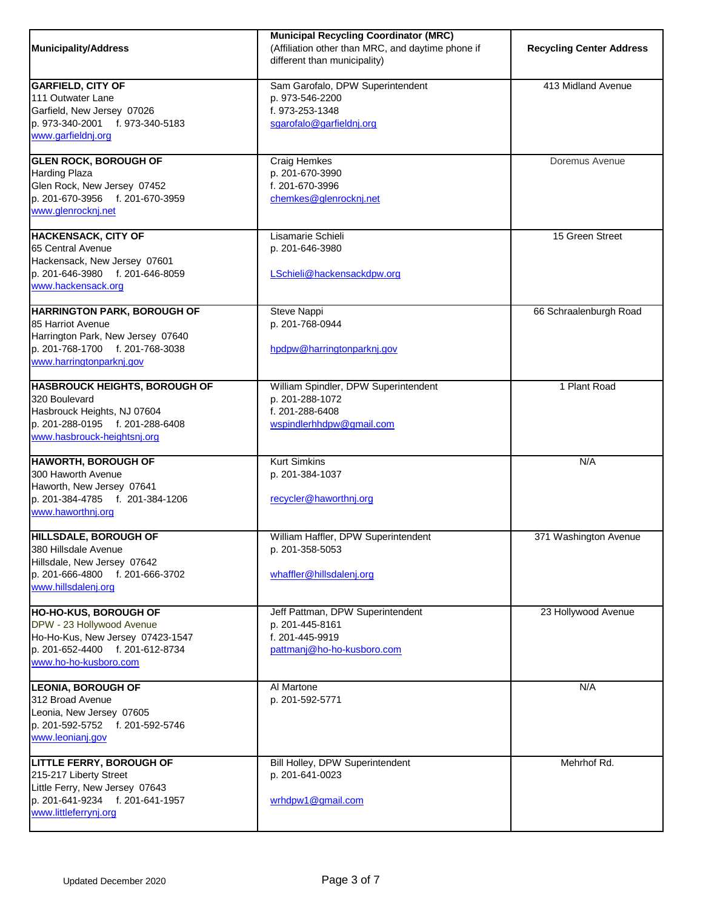| Municipality/Address | Municipal Recycling Coordinator (MRC) (Affiliation other than MRC, and daytime phone if different than municipality) | Recycling Center Address |
|---|---|---|
| **GARFIELD, CITY OF**<br>111 Outwater Lane<br>Garfield, New Jersey 07026<br>p. 973-340-2001 f. 973-340-5183<br>www.garfieldnj.org | Sam Garofalo, DPW Superintendent<br>p. 973-546-2200<br>f. 973-253-1348<br>sgarofalo@garfieldnj.org | 413 Midland Avenue |
| **GLEN ROCK, BOROUGH OF**<br>Harding Plaza<br>Glen Rock, New Jersey 07452<br>p. 201-670-3956 f. 201-670-3959<br>www.glenrocknj.net | Craig Hemkes<br>p. 201-670-3990<br>f. 201-670-3996<br>chemkes@glenrocknj.net | Doremus Avenue |
| **HACKENSACK, CITY OF**<br>65 Central Avenue<br>Hackensack, New Jersey 07601<br>p. 201-646-3980 f. 201-646-8059<br>www.hackensack.org | Lisamarie Schieli<br>p. 201-646-3980<br><br>LSchieli@hackensackdpw.org | 15 Green Street |
| **HARRINGTON PARK, BOROUGH OF**<br>85 Harriot Avenue<br>Harrington Park, New Jersey 07640<br>p. 201-768-1700 f. 201-768-3038<br>www.harringtonparknj.gov | Steve Nappi<br>p. 201-768-0944<br><br>hpdpw@harringtonparknj.gov | 66 Schraalenburgh Road |
| **HASBROUCK HEIGHTS, BOROUGH OF**<br>320 Boulevard<br>Hasbrouck Heights, NJ 07604<br>p. 201-288-0195 f. 201-288-6408<br>www.hasbrouck-heightsnj.org | William Spindler, DPW Superintendent<br>p. 201-288-1072<br>f. 201-288-6408<br>wspindlerhhdpw@gmail.com | 1 Plant Road |
| **HAWORTH, BOROUGH OF**<br>300 Haworth Avenue<br>Haworth, New Jersey 07641<br>p. 201-384-4785 f. 201-384-1206<br>www.haworthnj.org | Kurt Simkins<br>p. 201-384-1037<br><br>recycler@haworthnj.org | N/A |
| **HILLSDALE, BOROUGH OF**<br>380 Hillsdale Avenue<br>Hillsdale, New Jersey 07642<br>p. 201-666-4800 f. 201-666-3702<br>www.hillsdalenj.org | William Haffler, DPW Superintendent<br>p. 201-358-5053<br><br>whaffler@hillsdalenj.org | 371 Washington Avenue |
| **HO-HO-KUS, BOROUGH OF**<br>DPW - 23 Hollywood Avenue<br>Ho-Ho-Kus, New Jersey 07423-1547<br>p. 201-652-4400 f. 201-612-8734<br>www.ho-ho-kusboro.com | Jeff Pattman, DPW Superintendent<br>p. 201-445-8161<br>f. 201-445-9919<br>pattmanj@ho-ho-kusboro.com | 23 Hollywood Avenue |
| **LEONIA, BOROUGH OF**<br>312 Broad Avenue<br>Leonia, New Jersey 07605<br>p. 201-592-5752 f. 201-592-5746<br>www.leonianj.gov | Al Martone<br>p. 201-592-5771 | N/A |
| **LITTLE FERRY, BOROUGH OF**<br>215-217 Liberty Street<br>Little Ferry, New Jersey 07643<br>p. 201-641-9234 f. 201-641-1957<br>www.littleferrynj.org | Bill Holley, DPW Superintendent<br>p. 201-641-0023<br><br>wrhdpw1@gmail.com | Mehrhof Rd. |

Updated December 2020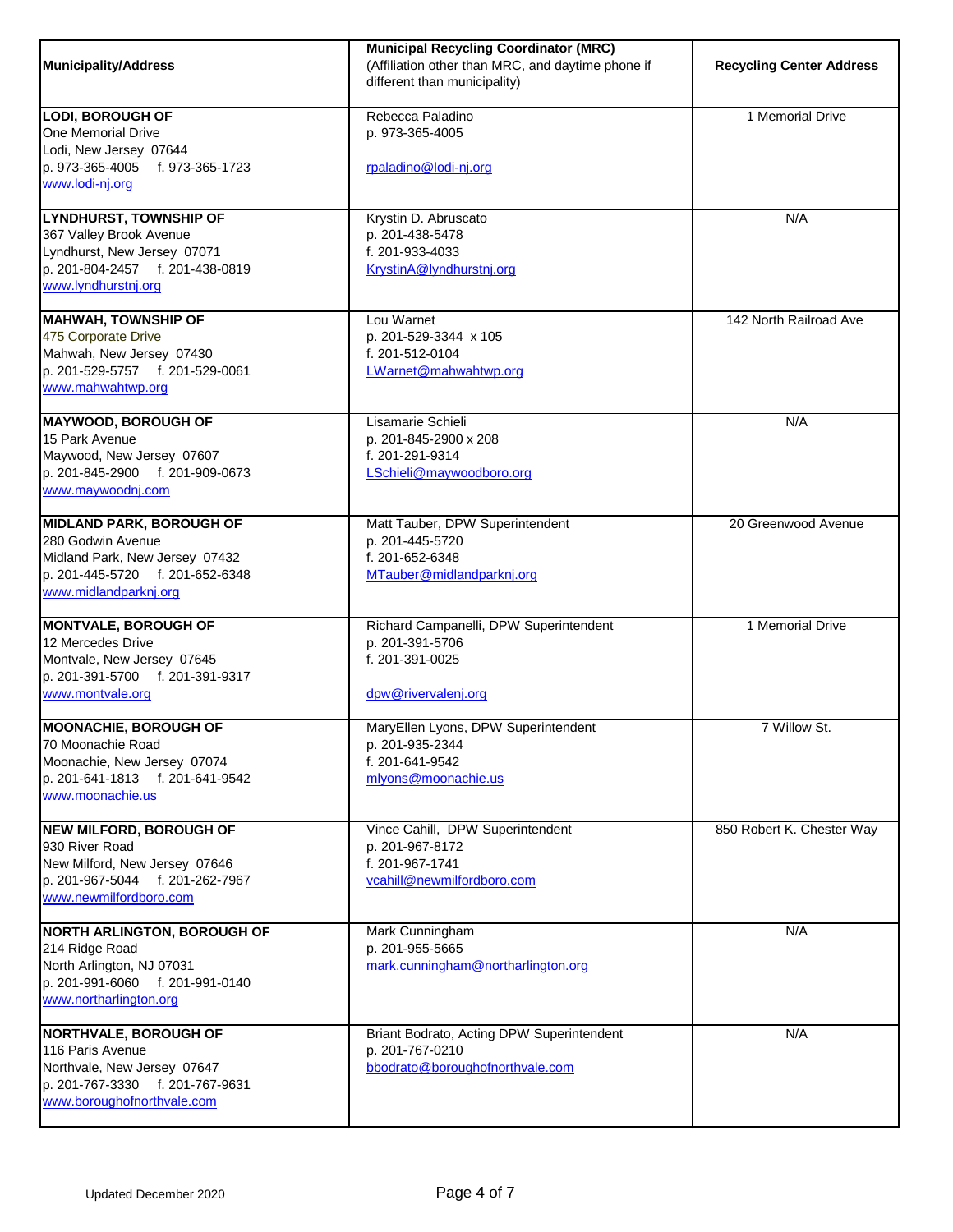| Municipality/Address | Municipal Recycling Coordinator (MRC)<br>(Affiliation other than MRC, and daytime phone if different than municipality) | Recycling Center Address |
|---|---|---|
| **LODI, BOROUGH OF**<br>One Memorial Drive<br>Lodi, New Jersey 07644<br>p. 973-365-4005 f. 973-365-1723<br>www.lodi-nj.org | Rebecca Paladino<br>p. 973-365-4005<br><br>rpaladino@lodi-nj.org | 1 Memorial Drive |
| **LYNDHURST, TOWNSHIP OF**<br>367 Valley Brook Avenue<br>Lyndhurst, New Jersey 07071<br>p. 201-804-2457 f. 201-438-0819<br>www.lyndhurstnj.org | Krystin D. Abruscato<br>p. 201-438-5478<br>f. 201-933-4033<br>KrystinA@lyndhurstnj.org | N/A |
| **MAHWAH, TOWNSHIP OF**<br>475 Corporate Drive<br>Mahwah, New Jersey 07430<br>p. 201-529-5757 f. 201-529-0061<br>www.mahwahtwp.org | Lou Warnet<br>p. 201-529-3344 x 105<br>f. 201-512-0104<br>LWarnet@mahwahtwp.org | 142 North Railroad Ave |
| **MAYWOOD, BOROUGH OF**<br>15 Park Avenue<br>Maywood, New Jersey 07607<br>p. 201-845-2900 f. 201-909-0673<br>www.maywoodnj.com | Lisamarie Schieli<br>p. 201-845-2900 x 208<br>f. 201-291-9314<br>LSchieli@maywoodboro.org | N/A |
| **MIDLAND PARK, BOROUGH OF**<br>280 Godwin Avenue<br>Midland Park, New Jersey 07432<br>p. 201-445-5720 f. 201-652-6348<br>www.midlandparknj.org | Matt Tauber, DPW Superintendent<br>p. 201-445-5720<br>f. 201-652-6348<br>MTauber@midlandparknj.org | 20 Greenwood Avenue |
| **MONTVALE, BOROUGH OF**<br>12 Mercedes Drive<br>Montvale, New Jersey 07645<br>p. 201-391-5700 f. 201-391-9317<br>www.montvale.org | Richard Campanelli, DPW Superintendent<br>p. 201-391-5706<br>f. 201-391-0025<br><br>dpw@rivervalenj.org | 1 Memorial Drive |
| **MOONACHIE, BOROUGH OF**<br>70 Moonachie Road<br>Moonachie, New Jersey 07074<br>p. 201-641-1813 f. 201-641-9542<br>www.moonachie.us | MaryEllen Lyons, DPW Superintendent<br>p. 201-935-2344<br>f. 201-641-9542<br>mlyons@moonachie.us | 7 Willow St. |
| **NEW MILFORD, BOROUGH OF**<br>930 River Road<br>New Milford, New Jersey 07646<br>p. 201-967-5044 f. 201-262-7967<br>www.newmilfordboro.com | Vince Cahill, DPW Superintendent<br>p. 201-967-8172<br>f. 201-967-1741<br>vcahill@newmilfordboro.com | 850 Robert K. Chester Way |
| **NORTH ARLINGTON, BOROUGH OF**<br>214 Ridge Road<br>North Arlington, NJ 07031<br>p. 201-991-6060 f. 201-991-0140<br>www.northarlington.org | Mark Cunningham<br>p. 201-955-5665<br>mark.cunningham@northarlington.org | N/A |
| **NORTHVALE, BOROUGH OF**<br>116 Paris Avenue<br>Northvale, New Jersey 07647<br>p. 201-767-3330 f. 201-767-9631<br>www.boroughofnorthvale.com | Briant Bodrato, Acting DPW Superintendent<br>p. 201-767-0210<br>bbodrato@boroughofnorthvale.com | N/A |

Updated December 2020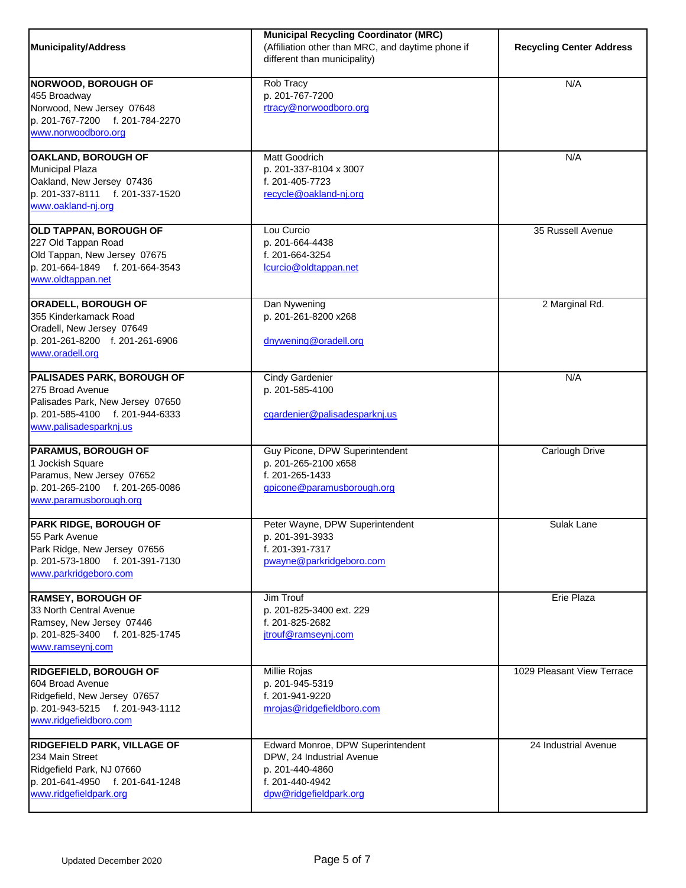| Municipality/Address | Municipal Recycling Coordinator (MRC) (Affiliation other than MRC, and daytime phone if different than municipality) | Recycling Center Address |
|---|---|---|
| **NORWOOD, BOROUGH OF**<br>455 Broadway<br>Norwood, New Jersey 07648<br>p. 201-767-7200 f. 201-784-2270<br>www.norwoodboro.org | Rob Tracy<br>p. 201-767-7200<br>rtracy@norwoodboro.org | N/A |
| **OAKLAND, BOROUGH OF**<br>Municipal Plaza<br>Oakland, New Jersey 07436<br>p. 201-337-8111 f. 201-337-1520<br>www.oakland-nj.org | Matt Goodrich<br>p. 201-337-8104 x 3007<br>f. 201-405-7723<br>recycle@oakland-nj.org | N/A |
| **OLD TAPPAN, BOROUGH OF**<br>227 Old Tappan Road<br>Old Tappan, New Jersey 07675<br>p. 201-664-1849 f. 201-664-3543<br>www.oldtappan.net | Lou Curcio<br>p. 201-664-4438<br>f. 201-664-3254<br>lcurcio@oldtappan.net | 35 Russell Avenue |
| **ORADELL, BOROUGH OF**<br>355 Kinderkamack Road<br>Oradell, New Jersey 07649<br>p. 201-261-8200 f. 201-261-6906<br>www.oradell.org | Dan Nywening<br>p. 201-261-8200 x268<br><br>dnywening@oradell.org | 2 Marginal Rd. |
| **PALISADES PARK, BOROUGH OF**<br>275 Broad Avenue<br>Palisades Park, New Jersey 07650<br>p. 201-585-4100 f. 201-944-6333<br>www.palisadesparknj.us | Cindy Gardenier<br>p. 201-585-4100<br><br>cgardenier@palisadesparknj.us | N/A |
| **PARAMUS, BOROUGH OF**<br>1 Jockish Square<br>Paramus, New Jersey 07652<br>p. 201-265-2100 f. 201-265-0086<br>www.paramusborough.org | Guy Picone, DPW Superintendent<br>p. 201-265-2100 x658<br>f. 201-265-1433<br>gpicone@paramusborough.org | Carlough Drive |
| **PARK RIDGE, BOROUGH OF**<br>55 Park Avenue<br>Park Ridge, New Jersey 07656<br>p. 201-573-1800 f. 201-391-7130<br>www.parkridgeboro.com | Peter Wayne, DPW Superintendent<br>p. 201-391-3933<br>f. 201-391-7317<br>pwayne@parkridgeboro.com | Sulak Lane |
| **RAMSEY, BOROUGH OF**<br>33 North Central Avenue<br>Ramsey, New Jersey 07446<br>p. 201-825-3400 f. 201-825-1745<br>www.ramseynj.com | Jim Trouf<br>p. 201-825-3400 ext. 229<br>f. 201-825-2682<br>jtrouf@ramseynj.com | Erie Plaza |
| **RIDGEFIELD, BOROUGH OF**<br>604 Broad Avenue<br>Ridgefield, New Jersey 07657<br>p. 201-943-5215 f. 201-943-1112<br>www.ridgefieldboro.com | Millie Rojas<br>p. 201-945-5319<br>f. 201-941-9220<br>mrojas@ridgefieldboro.com | 1029 Pleasant View Terrace |
| **RIDGEFIELD PARK, VILLAGE OF**<br>234 Main Street<br>Ridgefield Park, NJ 07660<br>p. 201-641-4950 f. 201-641-1248<br>www.ridgefieldpark.org | Edward Monroe, DPW Superintendent<br>DPW, 24 Industrial Avenue<br>p. 201-440-4860<br>f. 201-440-4942<br>dpw@ridgefieldpark.org | 24 Industrial Avenue |

Updated December 2020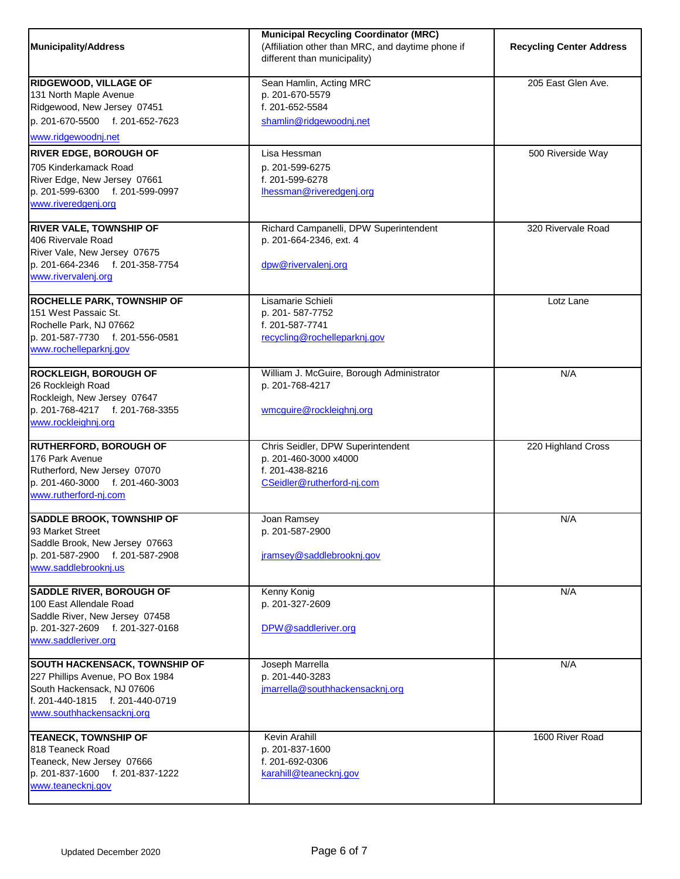| Municipality/Address | Municipal Recycling Coordinator (MRC) (Affiliation other than MRC, and daytime phone if different than municipality) | Recycling Center Address |
|---|---|---|
| **RIDGEWOOD, VILLAGE OF**<br>131 North Maple Avenue<br>Ridgewood, New Jersey 07451<br>p. 201-670-5500 f. 201-652-7623<br>www.ridgewoodnj.net | Sean Hamlin, Acting MRC<br>p. 201-670-5579<br>f. 201-652-5584<br>shamlin@ridgewoodnj.net | 205 East Glen Ave. |
| **RIVER EDGE, BOROUGH OF**<br>705 Kinderkamack Road<br>River Edge, New Jersey 07661<br>p. 201-599-6300 f. 201-599-0997<br>www.riveredgenj.org | Lisa Hessman<br>p. 201-599-6275<br>f. 201-599-6278<br>lhessman@riveredgenj.org | 500 Riverside Way |
| **RIVER VALE, TOWNSHIP OF**<br>406 Rivervale Road<br>River Vale, New Jersey 07675<br>p. 201-664-2346 f. 201-358-7754<br>www.rivervalenj.org | Richard Campanelli, DPW Superintendent<br>p. 201-664-2346, ext. 4<br>dpw@rivervalenj.org | 320 Rivervale Road |
| **ROCHELLE PARK, TOWNSHIP OF**<br>151 West Passaic St.<br>Rochelle Park, NJ 07662<br>p. 201-587-7730 f. 201-556-0581<br>www.rochelleparknj.gov | Lisamarie Schieli<br>p. 201- 587-7752<br>f. 201-587-7741<br>recycling@rochelleparknj.gov | Lotz Lane |
| **ROCKLEIGH, BOROUGH OF**<br>26 Rockleigh Road<br>Rockleigh, New Jersey 07647<br>p. 201-768-4217 f. 201-768-3355<br>www.rockleighnj.org | William J. McGuire, Borough Administrator<br>p. 201-768-4217<br>wmcguire@rockleighnj.org | N/A |
| **RUTHERFORD, BOROUGH OF**<br>176 Park Avenue<br>Rutherford, New Jersey 07070<br>p. 201-460-3000 f. 201-460-3003<br>www.rutherford-nj.com | Chris Seidler, DPW Superintendent<br>p. 201-460-3000 x4000<br>f. 201-438-8216<br>CSeidler@rutherford-nj.com | 220 Highland Cross |
| **SADDLE BROOK, TOWNSHIP OF**<br>93 Market Street<br>Saddle Brook, New Jersey 07663<br>p. 201-587-2900 f. 201-587-2908<br>www.saddlebrooknj.us | Joan Ramsey<br>p. 201-587-2900<br>jramsey@saddlebrooknj.gov | N/A |
| **SADDLE RIVER, BOROUGH OF**<br>100 East Allendale Road<br>Saddle River, New Jersey 07458<br>p. 201-327-2609 f. 201-327-0168<br>www.saddleriver.org | Kenny Konig<br>p. 201-327-2609<br>DPW@saddleriver.org | N/A |
| **SOUTH HACKENSACK, TOWNSHIP OF**<br>227 Phillips Avenue, PO Box 1984<br>South Hackensack, NJ 07606<br>f. 201-440-1815 f. 201-440-0719<br>www.southhackensacknj.org | Joseph Marrella<br>p. 201-440-3283<br>jmarrella@southhackensacknj.org | N/A |
| **TEANECK, TOWNSHIP OF**<br>818 Teaneck Road<br>Teaneck, New Jersey 07666<br>p. 201-837-1600 f. 201-837-1222<br>www.teanecknj.gov | Kevin Arahill<br>p. 201-837-1600<br>f. 201-692-0306<br>karahill@teanecknj.gov | 1600 River Road |

Updated December 2020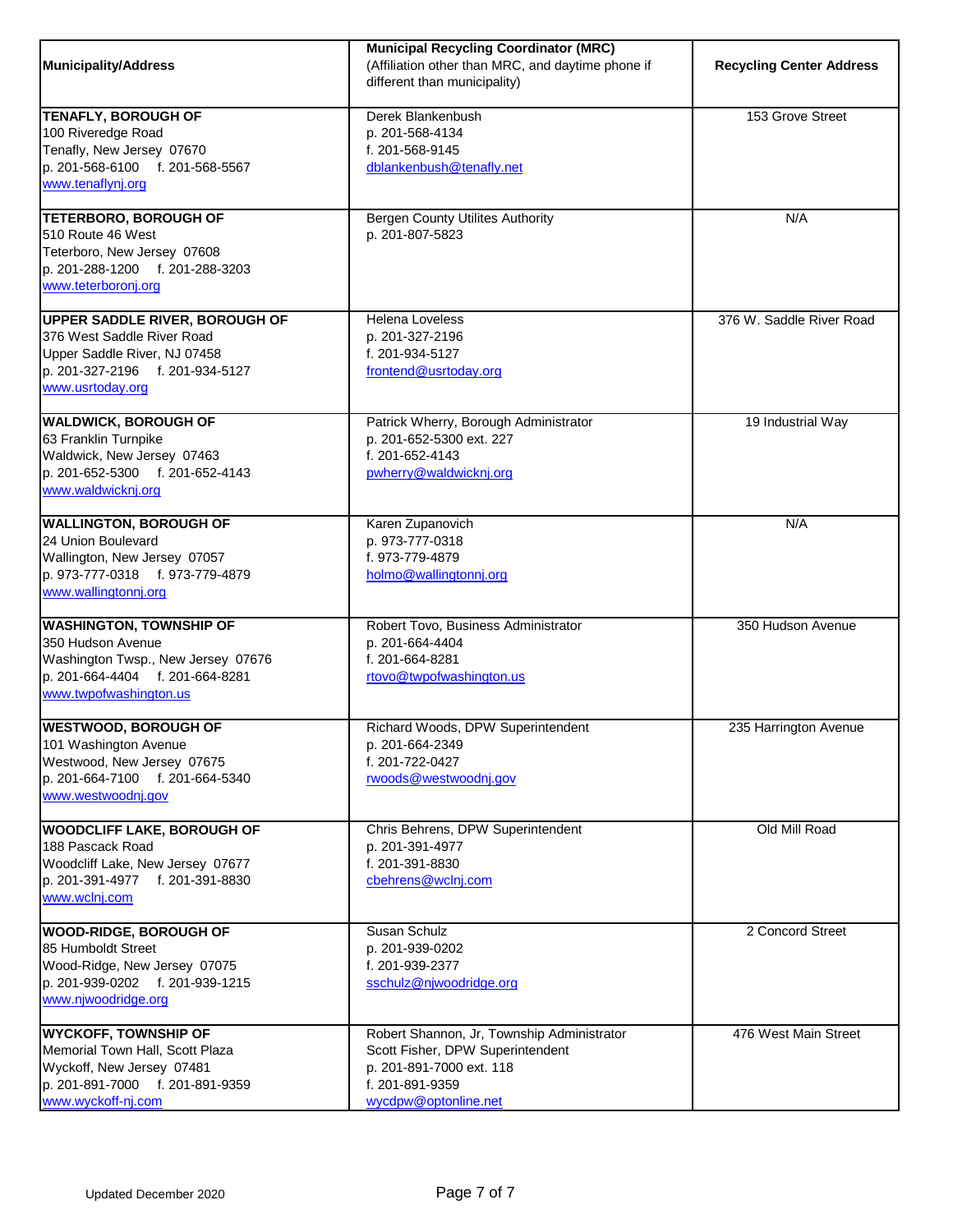| Municipality/Address | Municipal Recycling Coordinator (MRC) (Affiliation other than MRC, and daytime phone if different than municipality) | Recycling Center Address |
|---|---|---|
| **TENAFLY, BOROUGH OF**<br>100 Riveredge Road<br>Tenafly, New Jersey 07670<br>p. 201-568-6100 f. 201-568-5567<br>www.tenaflynj.org | Derek Blankenbush<br>p. 201-568-4134<br>f. 201-568-9145<br>dblankenbush@tenafly.net | 153 Grove Street |
| **TETERBORO, BOROUGH OF**<br>510 Route 46 West<br>Teterboro, New Jersey 07608<br>p. 201-288-1200 f. 201-288-3203<br>www.teterboronj.org | Bergen County Utilites Authority<br>p. 201-807-5823 | N/A |
| **UPPER SADDLE RIVER, BOROUGH OF**<br>376 West Saddle River Road<br>Upper Saddle River, NJ 07458<br>p. 201-327-2196 f. 201-934-5127<br>www.usrtoday.org | Helena Loveless<br>p. 201-327-2196<br>f. 201-934-5127<br>frontend@usrtoday.org | 376 W. Saddle River Road |
| **WALDWICK, BOROUGH OF**<br>63 Franklin Turnpike<br>Waldwick, New Jersey 07463<br>p. 201-652-5300 f. 201-652-4143<br>www.waldwicknj.org | Patrick Wherry, Borough Administrator<br>p. 201-652-5300 ext. 227<br>f. 201-652-4143<br>pwherry@waldwicknj.org | 19 Industrial Way |
| **WALLINGTON, BOROUGH OF**<br>24 Union Boulevard<br>Wallington, New Jersey 07057<br>p. 973-777-0318 f. 973-779-4879<br>www.wallingtonnj.org | Karen Zupanovich<br>p. 973-777-0318<br>f. 973-779-4879<br>holmo@wallingtonnj.org | N/A |
| **WASHINGTON, TOWNSHIP OF**<br>350 Hudson Avenue<br>Washington Twsp., New Jersey 07676<br>p. 201-664-4404 f. 201-664-8281<br>www.twpofwashington.us | Robert Tovo, Business Administrator<br>p. 201-664-4404<br>f. 201-664-8281<br>rtovo@twpofwashington.us | 350 Hudson Avenue |
| **WESTWOOD, BOROUGH OF**<br>101 Washington Avenue<br>Westwood, New Jersey 07675<br>p. 201-664-7100 f. 201-664-5340<br>www.westwoodnj.gov | Richard Woods, DPW Superintendent<br>p. 201-664-2349<br>f. 201-722-0427<br>rwoods@westwoodnj.gov | 235 Harrington Avenue |
| **WOODCLIFF LAKE, BOROUGH OF**<br>188 Pascack Road<br>Woodcliff Lake, New Jersey 07677<br>p. 201-391-4977 f. 201-391-8830<br>www.wclnj.com | Chris Behrens, DPW Superintendent<br>p. 201-391-4977<br>f. 201-391-8830<br>cbehrens@wclnj.com | Old Mill Road |
| **WOOD-RIDGE, BOROUGH OF**<br>85 Humboldt Street<br>Wood-Ridge, New Jersey 07075<br>p. 201-939-0202 f. 201-939-1215<br>www.njwoodridge.org | Susan Schulz<br>p. 201-939-0202<br>f. 201-939-2377<br>sschulz@njwoodridge.org | 2 Concord Street |
| **WYCKOFF, TOWNSHIP OF**<br>Memorial Town Hall, Scott Plaza<br>Wyckoff, New Jersey 07481<br>p. 201-891-7000 f. 201-891-9359<br>www.wyckoff-nj.com | Robert Shannon, Jr, Township Administrator<br>Scott Fisher, DPW Superintendent<br>p. 201-891-7000 ext. 118<br>f. 201-891-9359<br>wycdpw@optonline.net | 476 West Main Street |

Updated December 2020